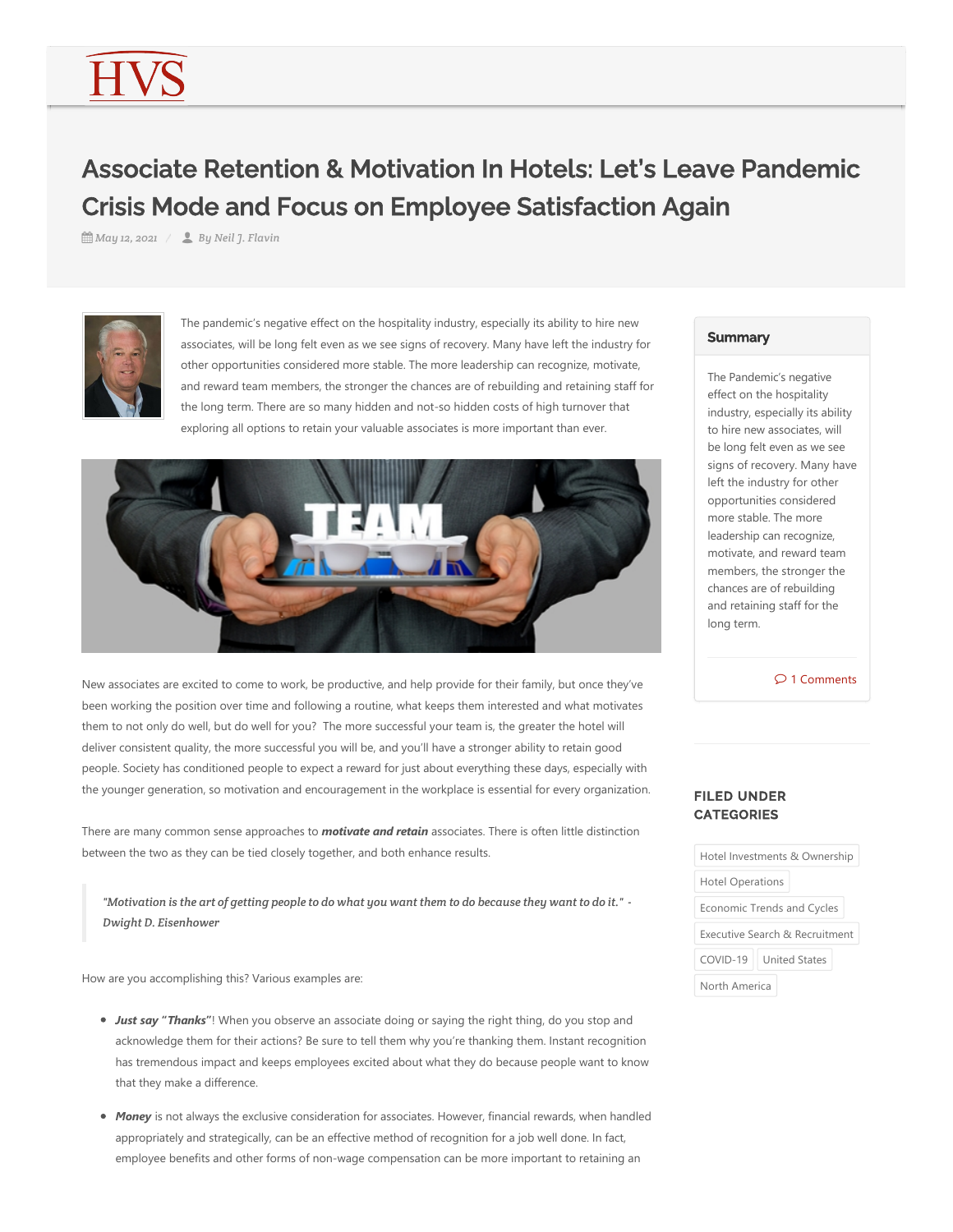# Associate Retention & Motivation In Hotels: Let's Leave Pandemic Crisis Mode and Focus on Employee Satisfaction Again

*May 12, 2021* / *By Neil J. Flavin*

The pandemic's negative effect on the hospitality industry, especially its ability to hire new associates, will be long felt even as we see signs of recovery. Many have left the industry for other opportunities considered more stable. The more leadership can recognize, motivate, and reward team members, the stronger the chances are of rebuilding and retaining staff for the long term. There are so many hidden and not-so hidden costs of high turnover that exploring all options to retain your valuable associates is more important than ever.

New associates are excited to come to work, be productive, and help provide for their family, but once they've been working the position over time and following a routine, what keeps them interested and what motivates them to not only do well, but do well for you? The more successful your team is, the greater the hotel will deliver consistent quality, the more successful you will be, and you'll have a stronger ability to retain good people. Society has conditioned people to expect a reward for just about everything these days, especially with the younger generation, so motivation and encouragement in the workplace is essential for every organization.

There are many common sense approaches to ***motivate and retain*** associates. There is often little distinction between the two as they can be tied closely together, and both enhance results.

> *"Motivation is the art of getting people to do what you want them to do because they want to do it." - Dwight D. Eisenhower*

How are you accomplishing this? Various examples are:

- ***Just say "Thanks"***! When you observe an associate doing or saying the right thing, do you stop and acknowledge them for their actions? Be sure to tell them why you're thanking them. Instant recognition has tremendous impact and keeps employees excited about what they do because people want to know that they make a difference.
- ***Money*** is not always the exclusive consideration for associates. However, financial rewards, when handled appropriately and strategically, can be an effective method of recognition for a job well done. In fact, employee benefits and other forms of non-wage compensation can be more important to retaining an

**Summary**

The Pandemic's negative effect on the hospitality industry, especially its ability to hire new associates, will be long felt even as we see signs of recovery. Many have left the industry for other opportunities considered more stable. The more leadership can recognize, motivate, and reward team members, the stronger the chances are of rebuilding and retaining staff for the long term.

1 Comments

**FILED UNDER CATEGORIES**

Hotel Investments & Ownership
Hotel Operations
Economic Trends and Cycles
Executive Search & Recruitment
COVID-19
United States
North America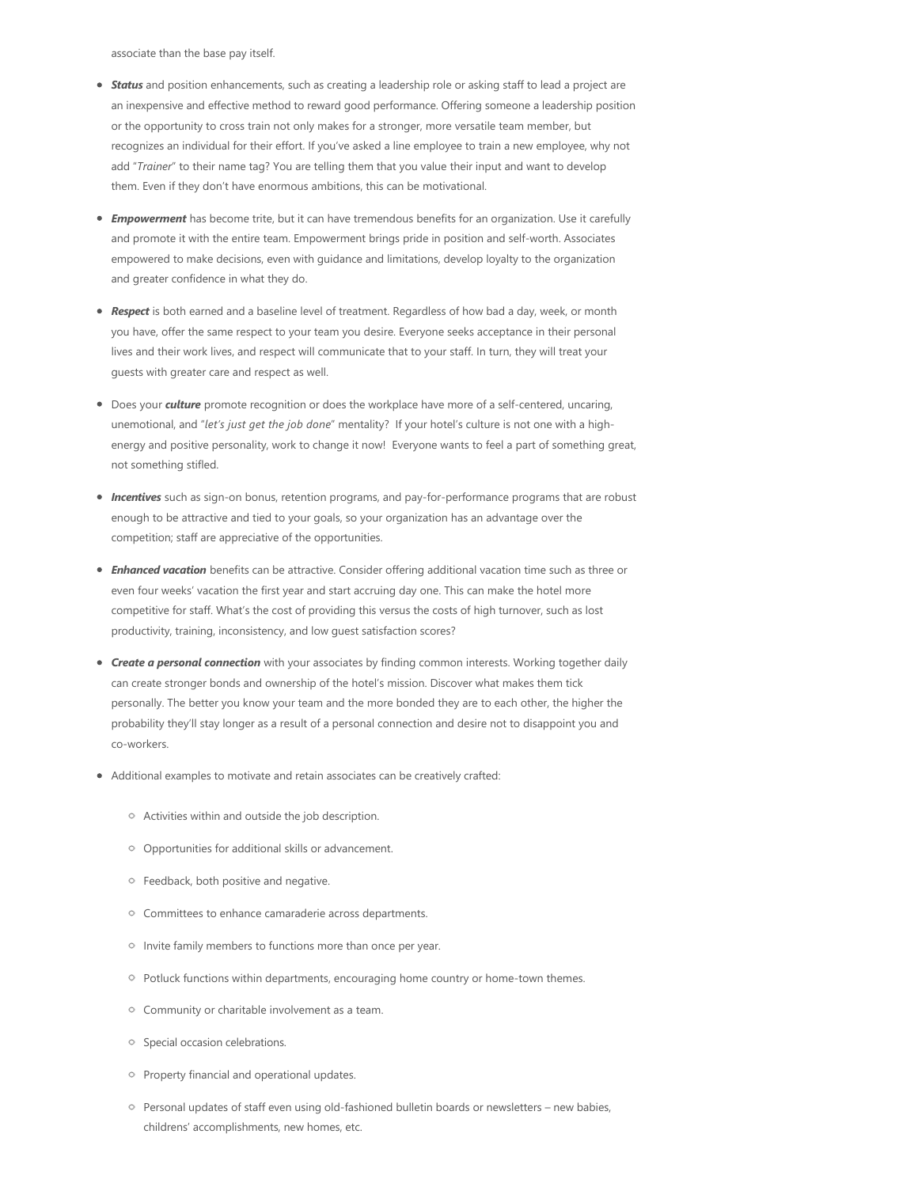associate than the base pay itself.

- ***Status*** and position enhancements, such as creating a leadership role or asking staff to lead a project are an inexpensive and effective method to reward good performance. Offering someone a leadership position or the opportunity to cross train not only makes for a stronger, more versatile team member, but recognizes an individual for their effort. If you've asked a line employee to train a new employee, why not add "*Trainer*" to their name tag? You are telling them that you value their input and want to develop them. Even if they don't have enormous ambitions, this can be motivational.

- ***Empowerment*** has become trite, but it can have tremendous benefits for an organization. Use it carefully and promote it with the entire team. Empowerment brings pride in position and self-worth. Associates empowered to make decisions, even with guidance and limitations, develop loyalty to the organization and greater confidence in what they do.

- ***Respect*** is both earned and a baseline level of treatment. Regardless of how bad a day, week, or month you have, offer the same respect to your team you desire. Everyone seeks acceptance in their personal lives and their work lives, and respect will communicate that to your staff. In turn, they will treat your guests with greater care and respect as well.

- Does your ***culture*** promote recognition or does the workplace have more of a self-centered, uncaring, unemotional, and "*let's just get the job done*" mentality? If your hotel's culture is not one with a high-energy and positive personality, work to change it now! Everyone wants to feel a part of something great, not something stifled.

- ***Incentives*** such as sign-on bonus, retention programs, and pay-for-performance programs that are robust enough to be attractive and tied to your goals, so your organization has an advantage over the competition; staff are appreciative of the opportunities.

- ***Enhanced vacation*** benefits can be attractive. Consider offering additional vacation time such as three or even four weeks' vacation the first year and start accruing day one. This can make the hotel more competitive for staff. What's the cost of providing this versus the costs of high turnover, such as lost productivity, training, inconsistency, and low guest satisfaction scores?

- ***Create a personal connection*** with your associates by finding common interests. Working together daily can create stronger bonds and ownership of the hotel's mission. Discover what makes them tick personally. The better you know your team and the more bonded they are to each other, the higher the probability they'll stay longer as a result of a personal connection and desire not to disappoint you and co-workers.

- Additional examples to motivate and retain associates can be creatively crafted:
  - Activities within and outside the job description.
  - Opportunities for additional skills or advancement.
  - Feedback, both positive and negative.
  - Committees to enhance camaraderie across departments.
  - Invite family members to functions more than once per year.
  - Potluck functions within departments, encouraging home country or home-town themes.
  - Community or charitable involvement as a team.
  - Special occasion celebrations.
  - Property financial and operational updates.
  - Personal updates of staff even using old-fashioned bulletin boards or newsletters – new babies, childrens' accomplishments, new homes, etc.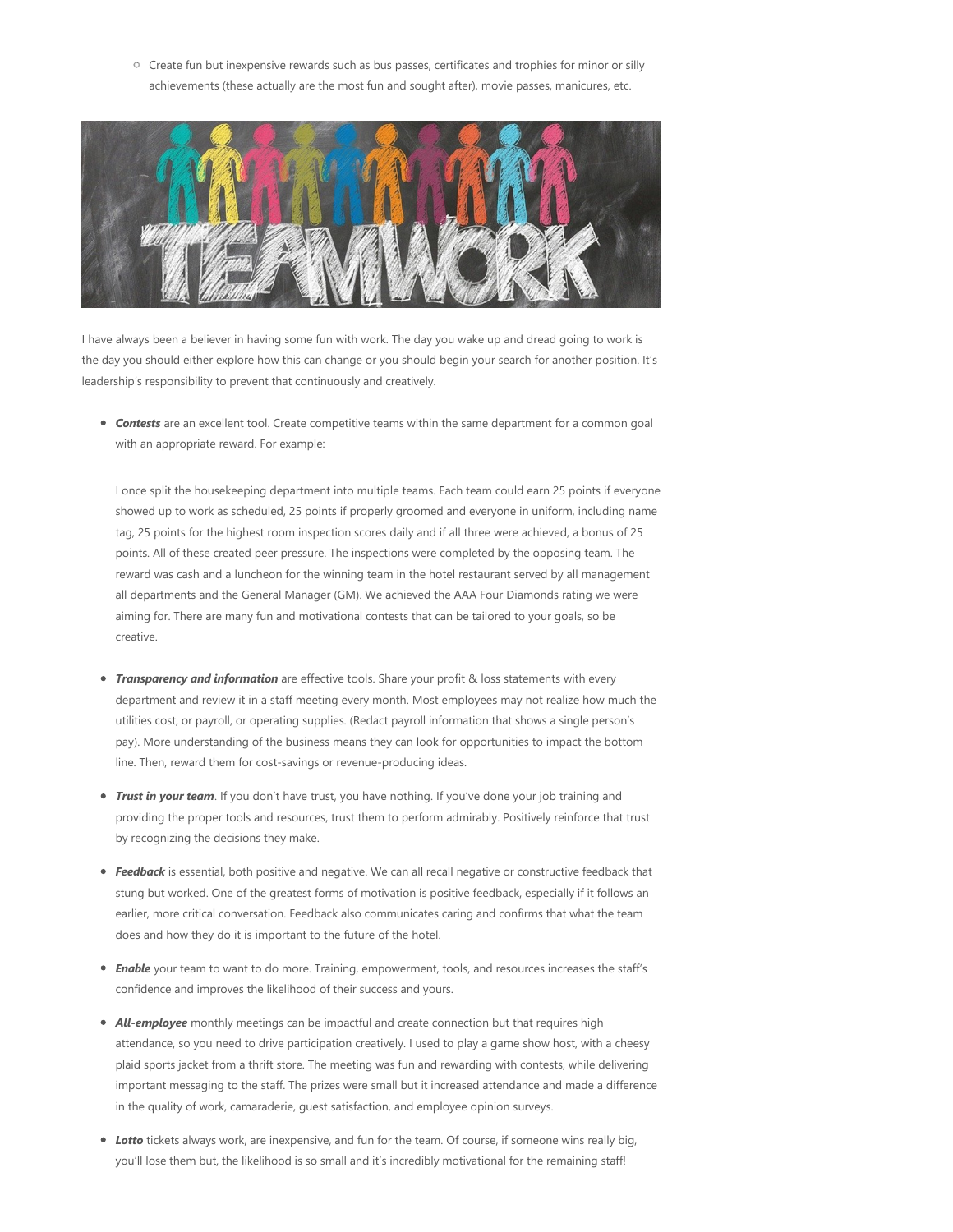- Create fun but inexpensive rewards such as bus passes, certificates and trophies for minor or silly achievements (these actually are the most fun and sought after), movie passes, manicures, etc.

I have always been a believer in having some fun with work. The day you wake up and dread going to work is the day you should either explore how this can change or you should begin your search for another position. It's leadership's responsibility to prevent that continuously and creatively.

- ***Contests*** are an excellent tool. Create competitive teams within the same department for a common goal with an appropriate reward. For example:

  I once split the housekeeping department into multiple teams. Each team could earn 25 points if everyone showed up to work as scheduled, 25 points if properly groomed and everyone in uniform, including name tag, 25 points for the highest room inspection scores daily and if all three were achieved, a bonus of 25 points. All of these created peer pressure. The inspections were completed by the opposing team. The reward was cash and a luncheon for the winning team in the hotel restaurant served by all management all departments and the General Manager (GM). We achieved the AAA Four Diamonds rating we were aiming for. There are many fun and motivational contests that can be tailored to your goals, so be creative.

- ***Transparency and information*** are effective tools. Share your profit & loss statements with every department and review it in a staff meeting every month. Most employees may not realize how much the utilities cost, or payroll, or operating supplies. (Redact payroll information that shows a single person's pay). More understanding of the business means they can look for opportunities to impact the bottom line. Then, reward them for cost-savings or revenue-producing ideas.

- ***Trust in your team***. If you don't have trust, you have nothing. If you've done your job training and providing the proper tools and resources, trust them to perform admirably. Positively reinforce that trust by recognizing the decisions they make.

- ***Feedback*** is essential, both positive and negative. We can all recall negative or constructive feedback that stung but worked. One of the greatest forms of motivation is positive feedback, especially if it follows an earlier, more critical conversation. Feedback also communicates caring and confirms that what the team does and how they do it is important to the future of the hotel.

- ***Enable*** your team to want to do more. Training, empowerment, tools, and resources increases the staff's confidence and improves the likelihood of their success and yours.

- ***All-employee*** monthly meetings can be impactful and create connection but that requires high attendance, so you need to drive participation creatively. I used to play a game show host, with a cheesy plaid sports jacket from a thrift store. The meeting was fun and rewarding with contests, while delivering important messaging to the staff. The prizes were small but it increased attendance and made a difference in the quality of work, camaraderie, guest satisfaction, and employee opinion surveys.

- ***Lotto*** tickets always work, are inexpensive, and fun for the team. Of course, if someone wins really big, you'll lose them but, the likelihood is so small and it's incredibly motivational for the remaining staff!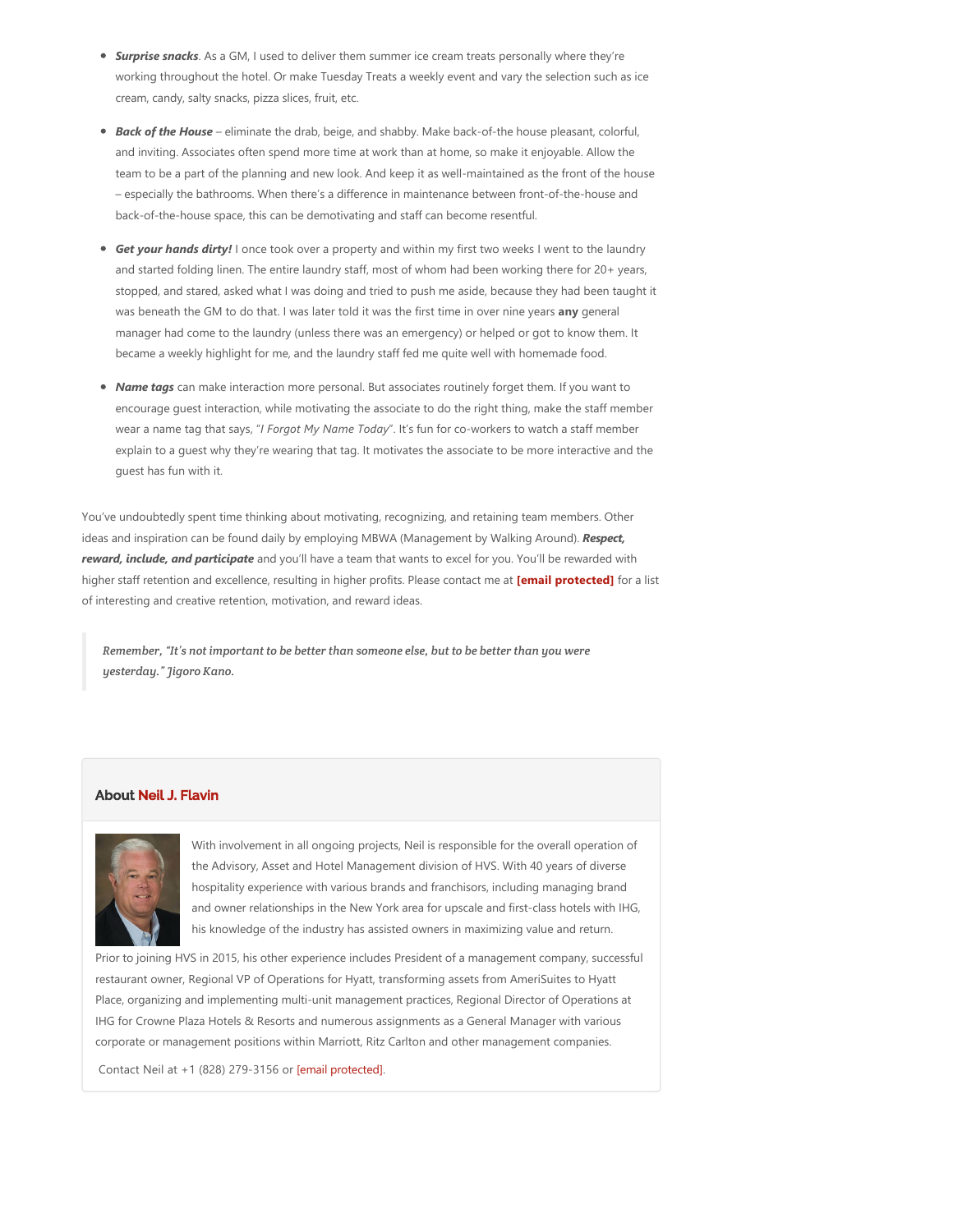- ***Surprise snacks***. As a GM, I used to deliver them summer ice cream treats personally where they're working throughout the hotel. Or make Tuesday Treats a weekly event and vary the selection such as ice cream, candy, salty snacks, pizza slices, fruit, etc.

- ***Back of the House*** – eliminate the drab, beige, and shabby. Make back-of-the house pleasant, colorful, and inviting. Associates often spend more time at work than at home, so make it enjoyable. Allow the team to be a part of the planning and new look. And keep it as well-maintained as the front of the house – especially the bathrooms. When there's a difference in maintenance between front-of-the-house and back-of-the-house space, this can be demotivating and staff can become resentful.

- ***Get your hands dirty!*** I once took over a property and within my first two weeks I went to the laundry and started folding linen. The entire laundry staff, most of whom had been working there for 20+ years, stopped, and stared, asked what I was doing and tried to push me aside, because they had been taught it was beneath the GM to do that. I was later told it was the first time in over nine years **any** general manager had come to the laundry (unless there was an emergency) or helped or got to know them. It became a weekly highlight for me, and the laundry staff fed me quite well with homemade food.

- ***Name tags*** can make interaction more personal. But associates routinely forget them. If you want to encourage guest interaction, while motivating the associate to do the right thing, make the staff member wear a name tag that says, "*I Forgot My Name Today*". It's fun for co-workers to watch a staff member explain to a guest why they're wearing that tag. It motivates the associate to be more interactive and the guest has fun with it.

You've undoubtedly spent time thinking about motivating, recognizing, and retaining team members. Other ideas and inspiration can be found daily by employing MBWA (Management by Walking Around). ***Respect, reward, include, and participate*** and you'll have a team that wants to excel for you. You'll be rewarded with higher staff retention and excellence, resulting in higher profits. Please contact me at **[email protected]** for a list of interesting and creative retention, motivation, and reward ideas.

> ***Remember, "It's not important to be better than someone else, but to be better than you were yesterday." Jigoro Kano.***

## About Neil J. Flavin

With involvement in all ongoing projects, Neil is responsible for the overall operation of the Advisory, Asset and Hotel Management division of HVS. With 40 years of diverse hospitality experience with various brands and franchisors, including managing brand and owner relationships in the New York area for upscale and first-class hotels with IHG, his knowledge of the industry has assisted owners in maximizing value and return.

Prior to joining HVS in 2015, his other experience includes President of a management company, successful restaurant owner, Regional VP of Operations for Hyatt, transforming assets from AmeriSuites to Hyatt Place, organizing and implementing multi-unit management practices, Regional Director of Operations at IHG for Crowne Plaza Hotels & Resorts and numerous assignments as a General Manager with various corporate or management positions within Marriott, Ritz Carlton and other management companies.

Contact Neil at +1 (828) 279-3156 or [email protected].